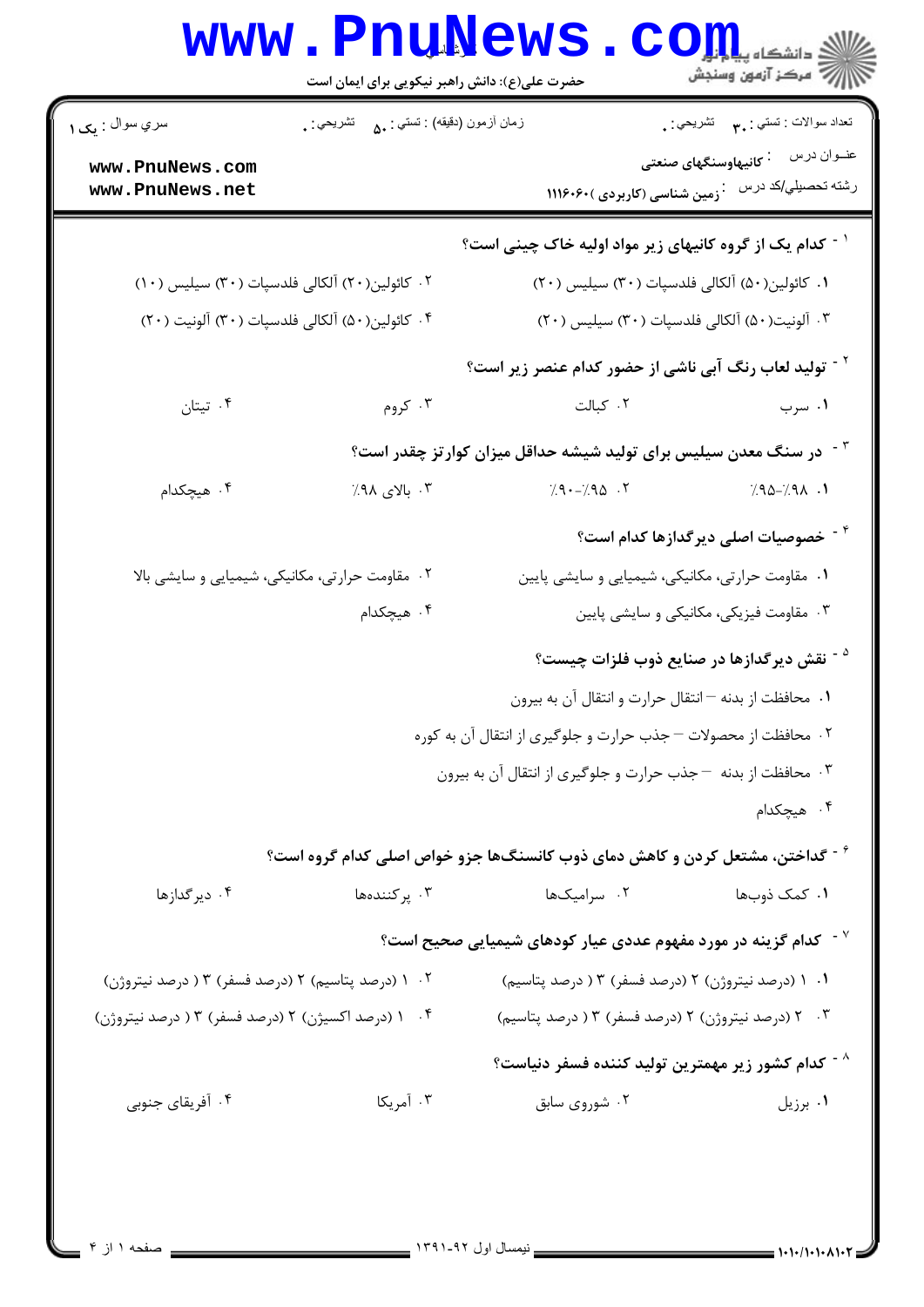سري سوال : یک ۱

زمان آزمون (دقیقه) : تستي : ۵۰ تشريحي : ۰

تعداد سوالات : تستي : ۳۰ تشريحي : ۰

عنـوان درس : کانیهاوسنگهای صنعتی

رشته تحصيلي/کد درس : زمین شناسی (کاربردی )۱۱۱۶۰۶۰

۱- کدام یک از گروه کانیهای زیر مواد اولیه خاک چینی است؟

۱. کائولین(۵۰) آلکالی فلدسپات (۳۰) سیلیس (۲۰)

۲. کائولین(۲۰) آلکالی فلدسپات (۳۰) سیلیس (۱۰)

۳. آلونیت(۵۰) آلکالی فلدسپات (۳۰) سیلیس (۲۰)

۴. کائولین(۵۰) آلکالی فلدسپات (۳۰) آلونیت (۲۰)

۲- تولید لعاب رنگ آبی ناشی از حضور کدام عنصر زیر است؟

۱. سرب

۲. کبالت

۳. کروم

۴. تیتان

۳- در سنگ معدن سیلیس برای تولید شیشه حداقل میزان کوارتز چقدر است؟

۱. ۹۸٪-۹۵٪

۲. ۹۵٪-۹۰٪

۳. بالای ۹۸٪

۴. هیچکدام

۴- خصوصیات اصلی دیرگدازها کدام است؟

۱. مقاومت حرارتی، مکانیکی، شیمیایی و سایشی پایین

۲. مقاومت حرارتی، مکانیکی، شیمیایی و سایشی بالا

۳. مقاومت فیزیکی، مکانیکی و سایشی پایین

۴. هیچکدام

۵- نقش دیرگدازها در صنایع ذوب فلزات چیست؟

۱. محافظت از بدنه – انتقال حرارت و انتقال آن به بیرون

۲. محافظت از محصولات – جذب حرارت و جلوگیری از انتقال آن به کوره

۳. محافظت از بدنه – جذب حرارت و جلوگیری از انتقال آن به بیرون

۴. هیچکدام

۶- گداختن، مشتعل کردن و کاهش دمای ذوب کانسنگ‌ها جزو خواص اصلی کدام گروه است؟

۱. کمک ذوبها

۲. سرامیک‌ها

۳. پرکننده‌ها

۴. دیرگدازها

۷- کدام گزینه در مورد مفهوم عددی عیار کودهای شیمیایی صحیح است؟

۱. ۱ (درصد نیتروژن) ۲ (درصد فسفر) ۳ ( درصد پتاسیم)

۲. ۱ (درصد پتاسیم) ۲ (درصد فسفر) ۳ ( درصد نیتروژن)

۳. ۲ (درصد نیتروژن) ۲ (درصد فسفر) ۳ ( درصد پتاسیم)

۴. ۱ (درصد اکسیژن) ۲ (درصد فسفر) ۳ ( درصد نیتروژن)

۸- کدام کشور زیر مهمترین تولید کننده فسفر دنیاست؟

۱. برزیل

۲. شوروی سابق

۳. آمریکا

۴. آفریقای جنوبی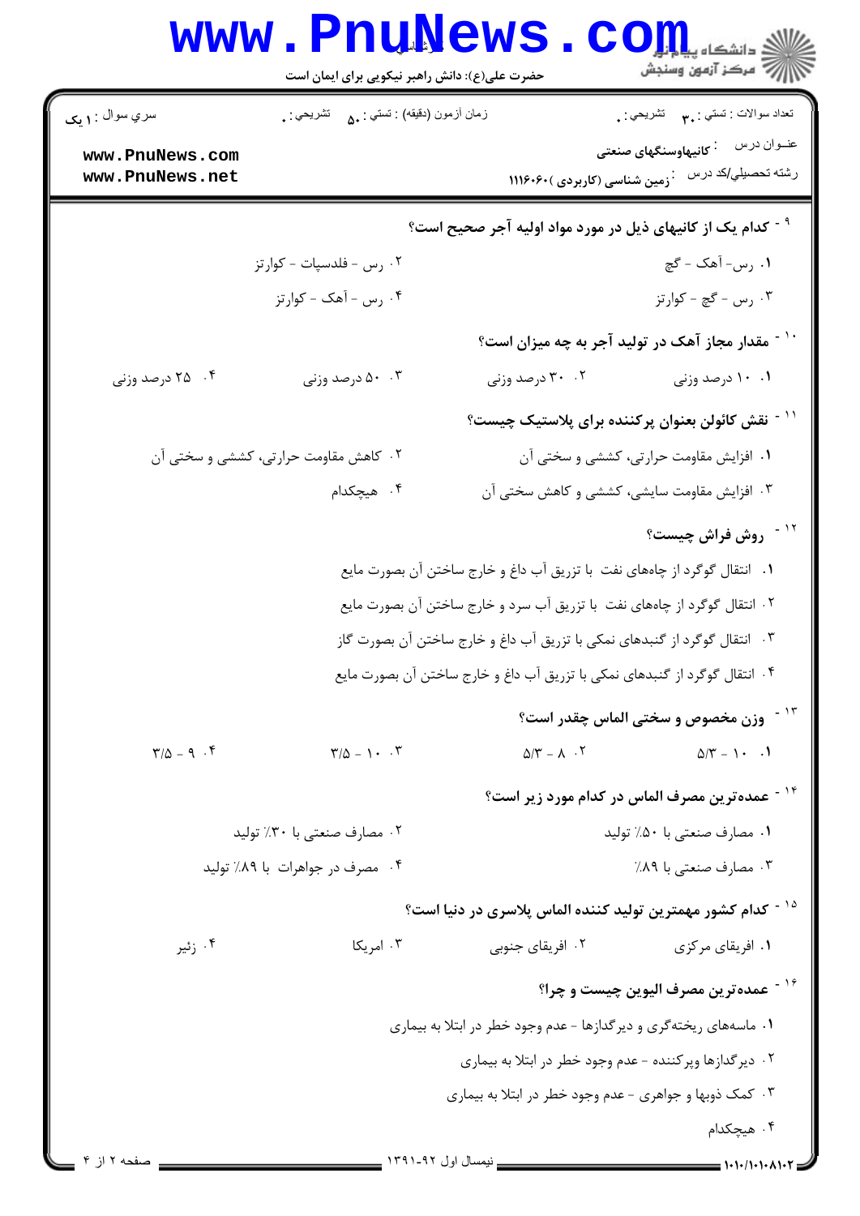۹- کدام یک از کانیهای ذیل در مورد مواد اولیه آجر صحیح است؟

۱. رس- آهک - گچ

۲. رس - فلدسپات - کوارتز

۳. رس - گچ - کوارتز

۴. رس - آهک - کوارتز

۱۰- مقدار مجاز آهک در تولید آجر به چه میزان است؟

۱. ۱۰ درصد وزنی

۲. ۳۰ درصد وزنی

۳. ۵۰ درصد وزنی

۴. ۲۵ درصد وزنی

۱۱- نقش کائولن بعنوان پرکننده برای پلاستیک چیست؟

۱. افزایش مقاومت حرارتی، کششی و سختی آن

۲. کاهش مقاومت حرارتی، کششی و سختی آن

۳. افزایش مقاومت سایشی، کششی و کاهش سختی آن

۴. هیچکدام

۱۲- روش فراش چیست؟

۱. انتقال گوگرد از چاههای نفت با تزریق آب داغ و خارج ساختن آن بصورت مایع

۲. انتقال گوگرد از چاههای نفت با تزریق آب سرد و خارج ساختن آن بصورت مایع

۳. انتقال گوگرد از گنبدهای نمکی با تزریق آب داغ و خارج ساختن آن بصورت گاز

۴. انتقال گوگرد از گنبدهای نمکی با تزریق آب داغ و خارج ساختن آن بصورت مایع

۱۳- وزن مخصوص و سختی الماس چقدر است؟

۱. ۵/۳ - ۱۰

۲. ۵/۳ - ۸

۳. ۳/۵ - ۱۰

۴. ۳/۵ - ۹

۱۴- عمده‌ترین مصرف الماس در کدام مورد زیر است؟

۱. مصارف صنعتی با ۵۰٪ تولید

۲. مصارف صنعتی با ۳۰٪ تولید

۳. مصارف صنعتی با ۸۹٪

۴. مصرف در جواهرات با ۸۹٪ تولید

۱۵- کدام کشور مهمترین تولید کننده الماس پلاسری در دنیا است؟

۱. افریقای مرکزی

۲. افریقای جنوبی

۳. امریکا

۴. زئیر

۱۶- عمده‌ترین مصرف الیوین چیست و چرا؟

۱. ماسه‌های ریخته‌گری و دیرگدازها - عدم وجود خطر در ابتلا به بیماری

۲. دیرگدازها وپرکننده - عدم وجود خطر در ابتلا به بیماری

۳. کمک ذوبها و جواهری - عدم وجود خطر در ابتلا به بیماری

۴. هیچکدام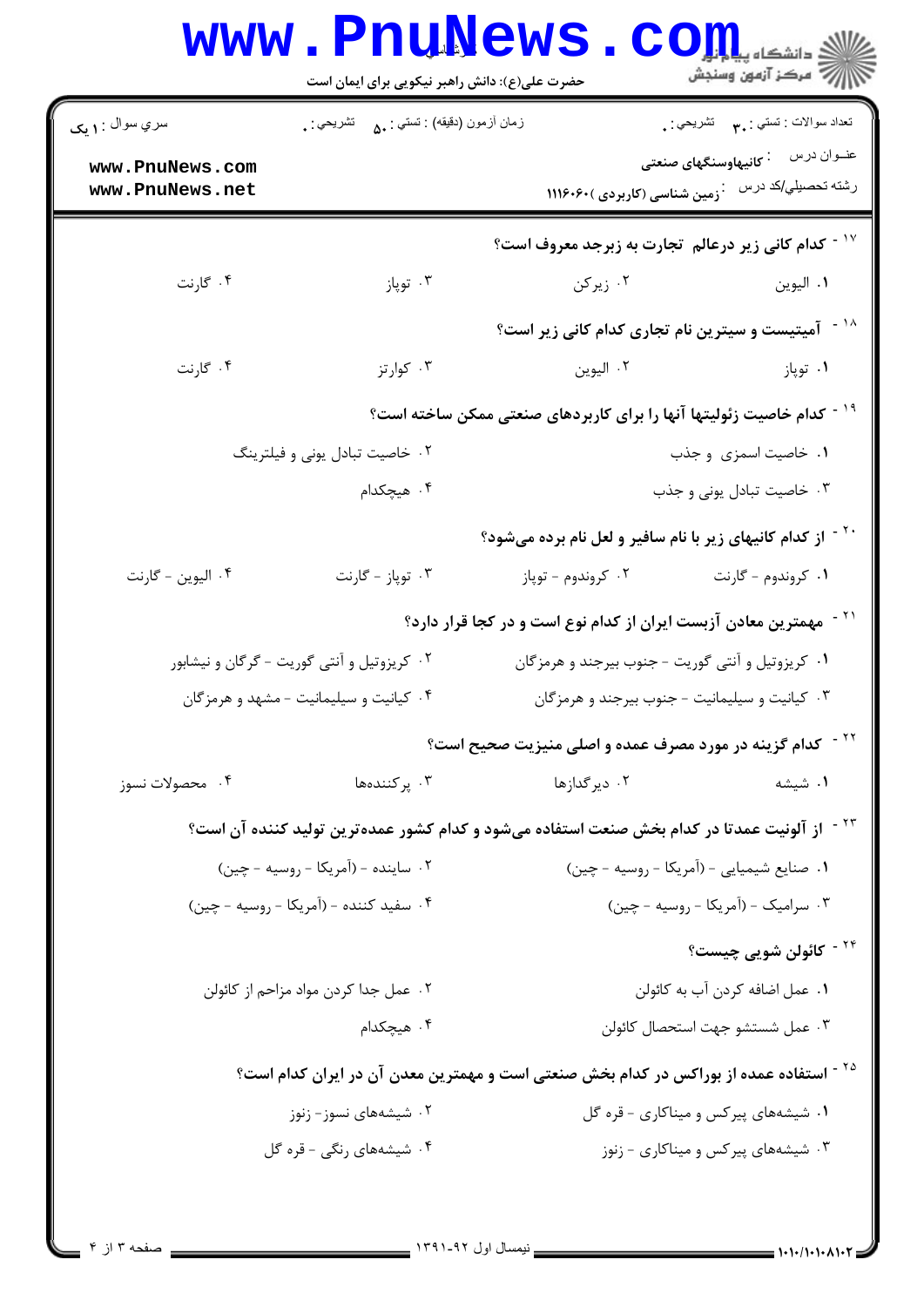سري سوال : ۱ يک | زمان آزمون (دقيقه) : تستي : ۵۰ تشريحي : ۰ | تعداد سوالات : تستي : ۳۰ تشريحي : ۰

عنوان درس : کانیهاوسنگهای صنعتی

رشته تحصيلي/کد درس : زمین شناسی (کاربردی )۱۱۱۶۰۶۰

۱۷ - کدام کانی زیر درعالم تجارت به زبرجد معروف است؟

۱. الیوین ۲. زیرکن ۳. توپاز ۴. گارنت

۱۸ - آمیتیست و سیترین نام تجاری کدام کانی زیر است؟

۱. توپاز ۲. الیوین ۳. کوارتز ۴. گارنت

۱۹ - کدام خاصیت زئولیتها آنها را برای کاربردهای صنعتی ممکن ساخته است؟

۱. خاصیت اسمزی و جذب ۲. خاصیت تبادل یونی و فیلترینگ ۳. خاصیت تبادل یونی و جذب ۴. هیچکدام

۲۰ - از کدام کانیهای زیر با نام سافیر و لعل نام برده می‌شود؟

۱. کروندوم - گارنت ۲. کروندوم - توپاز ۳. توپاز - گارنت ۴. الیوین - گارنت

۲۱ - مهمترین معادن آزبست ایران از کدام نوع است و در کجا قرار دارد؟

۱. کریزوتیل و آنتی گوریت - جنوب بیرجند و هرمزگان ۲. کریزوتیل و آنتی گوریت - گرگان و نیشابور ۳. کیانیت و سیلیمانیت - جنوب بیرجند و هرمزگان ۴. کیانیت و سیلیمانیت - مشهد و هرمزگان

۲۲ - کدام گزینه در مورد مصرف عمده و اصلی منیزیت صحیح است؟

۱. شیشه ۲. دیرگدازها ۳. پرکننده‌ها ۴. محصولات نسوز

۲۳ - از آلونیت عمدتا در کدام بخش صنعت استفاده می‌شود و کدام کشور عمده‌ترین تولید کننده آن است؟

۱. صنایع شیمیایی - (آمریکا - روسیه - چین) ۲. ساینده - (آمریکا - روسیه - چین) ۳. سرامیک - (آمریکا - روسیه - چین) ۴. سفید کننده - (آمریکا - روسیه - چین)

۲۴ - کائولن شویی چیست؟

۱. عمل اضافه کردن آب به کائولن ۲. عمل جدا کردن مواد مزاحم از کائولن ۳. عمل شستشو جهت استحصال کائولن ۴. هیچکدام

۲۵ - استفاده عمده از بوراکس در کدام بخش صنعتی است و مهمترین معدن آن در ایران کدام است؟

۱. شیشه‌های پیرکس و میناکاری - قره گل ۲. شیشه‌های نسوز- زنوز ۳. شیشه‌های پیرکس و میناکاری - زنوز ۴. شیشه‌های رنگی - قره گل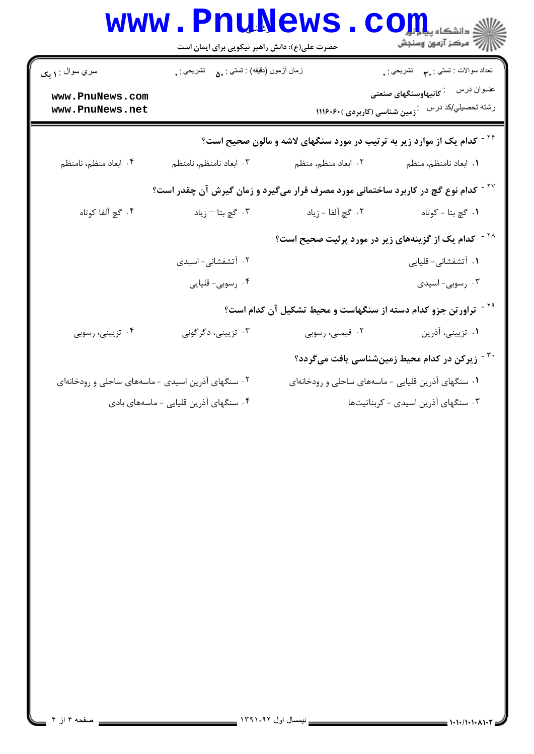۲۶ - **کدام یک از موارد زیر به ترتیب در مورد سنگهای لاشه و مالون صحیح است؟**

۱. ابعاد نامنظم، منظم
۲. ابعاد منظم، منظم
۳. ابعاد نامنظم، نامنظم
۴. ابعاد منظم، نامنظم

۲۷ - **کدام نوع گچ در کاربرد ساختمانی مورد مصرف قرار می‌گیرد و زمان گیرش آن چقدر است؟**

۱. گچ بتا - کوتاه
۲. گچ آلفا - زیاد
۳. گچ بتا – زیاد
۴. گچ آلفا کوتاه

۲۸ - **کدام یک از گزینه‌های زیر در مورد پرلیت صحیح است؟**

۱. آتشفشانی- قلیایی
۲. آتشفشانی- اسیدی
۳. رسوبی- اسیدی
۴. رسوبی- قلیایی

۲۹ - **تراورتن جزو کدام دسته از سنگهاست و محیط تشکیل آن کدام است؟**

۱. تزیینی، آذرین
۲. قیمتی، رسوبی
۳. تزیینی، دگرگونی
۴. تزیینی، رسوبی

۳۰ - **زیرکن در کدام محیط زمین‌شناسی یافت می‌گردد؟**

۱. سنگهای آذرین قلیایی - ماسه‌های ساحلی و رودخانه‌ای
۲. سنگهای آذرین اسیدی - ماسه‌های ساحلی و رودخانه‌ای
۳. سنگهای آذرین اسیدی - کربناتیت‌ها
۴. سنگهای آذرین قلیایی - ماسه‌های بادی